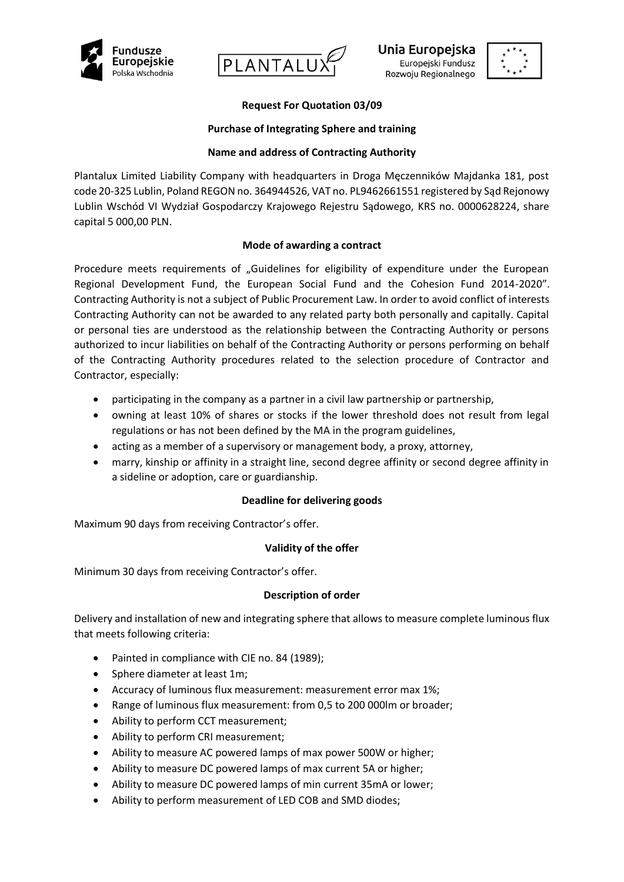## Request For Quotation 03/09

### Purchase of Integrating Sphere and training

### Name and address of Contracting Authority

Plantalux Limited Liability Company with headquarters in Droga Męczenników Majdanka 181, post code 20-325 Lublin, Poland REGON no. 364944526, VAT no. PL9462661551 registered by Sąd Rejonowy Lublin Wschód VI Wydział Gospodarczy Krajowego Rejestru Sądowego, KRS no. 0000628224, share capital 5 000,00 PLN.

### Mode of awarding a contract

Procedure meets requirements of „Guidelines for eligibility of expenditure under the European Regional Development Fund, the European Social Fund and the Cohesion Fund 2014-2020". Contracting Authority is not a subject of Public Procurement Law. In order to avoid conflict of interests Contracting Authority can not be awarded to any related party both personally and capitally. Capital or personal ties are understood as the relationship between the Contracting Authority or persons authorized to incur liabilities on behalf of the Contracting Authority or persons performing on behalf of the Contracting Authority procedures related to the selection procedure of Contractor and Contractor, especially:

- participating in the company as a partner in a civil law partnership or partnership,
- owning at least 10% of shares or stocks if the lower threshold does not result from legal regulations or has not been defined by the MA in the program guidelines,
- acting as a member of a supervisory or management body, a proxy, attorney,
- marry, kinship or affinity in a straight line, second degree affinity or second degree affinity in a sideline or adoption, care or guardianship.

### Deadline for delivering goods

Maximum 90 days from receiving Contractor's offer.

### Validity of the offer

Minimum 30 days from receiving Contractor's offer.

### Description of order

Delivery and installation of new and integrating sphere that allows to measure complete luminous flux that meets following criteria:

- Painted in compliance with CIE no. 84 (1989);
- Sphere diameter at least 1m;
- Accuracy of luminous flux measurement: measurement error max 1%;
- Range of luminous flux measurement: from 0,5 to 200 000lm or broader;
- Ability to perform CCT measurement;
- Ability to perform CRI measurement;
- Ability to measure AC powered lamps of max power 500W or higher;
- Ability to measure DC powered lamps of max current 5A or higher;
- Ability to measure DC powered lamps of min current 35mA or lower;
- Ability to perform measurement of LED COB and SMD diodes;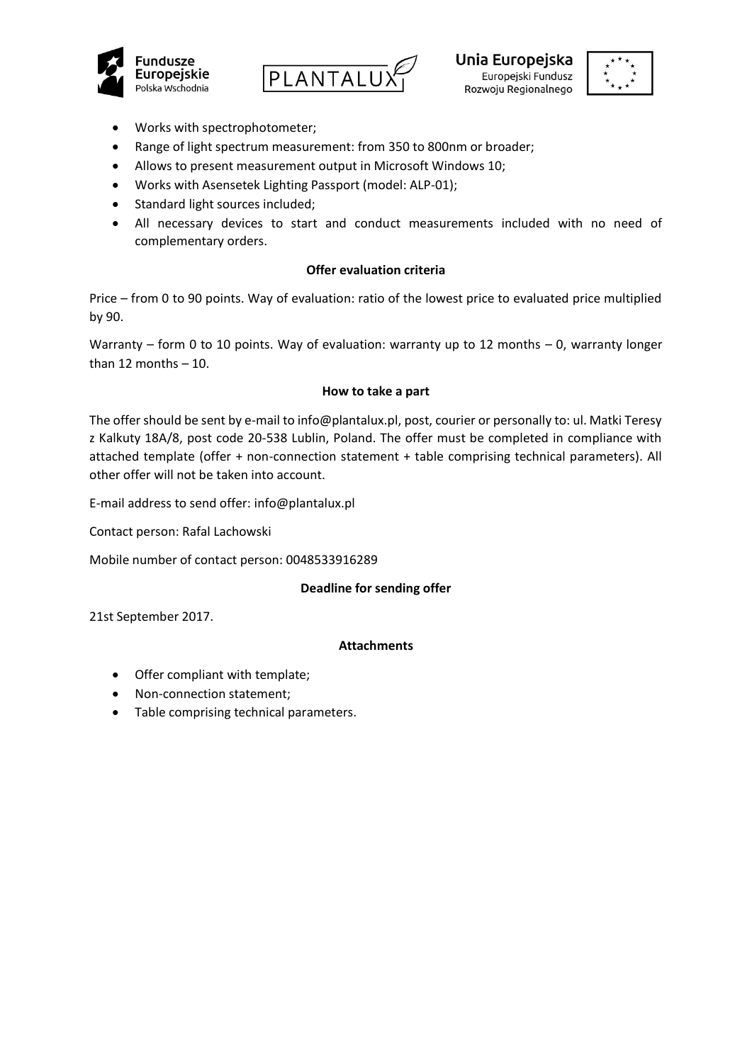- Works with spectrophotometer;
- Range of light spectrum measurement: from 350 to 800nm or broader;
- Allows to present measurement output in Microsoft Windows 10;
- Works with Asensetek Lighting Passport (model: ALP-01);
- Standard light sources included;
- All necessary devices to start and conduct measurements included with no need of complementary orders.

**Offer evaluation criteria**

Price – from 0 to 90 points. Way of evaluation: ratio of the lowest price to evaluated price multiplied by 90.

Warranty – form 0 to 10 points. Way of evaluation: warranty up to 12 months – 0, warranty longer than 12 months – 10.

**How to take a part**

The offer should be sent by e-mail to info@plantalux.pl, post, courier or personally to: ul. Matki Teresy z Kalkuty 18A/8, post code 20-538 Lublin, Poland. The offer must be completed in compliance with attached template (offer + non-connection statement + table comprising technical parameters). All other offer will not be taken into account.

E-mail address to send offer: info@plantalux.pl

Contact person: Rafal Lachowski

Mobile number of contact person: 0048533916289

**Deadline for sending offer**

21st September 2017.

**Attachments**

- Offer compliant with template;
- Non-connection statement;
- Table comprising technical parameters.